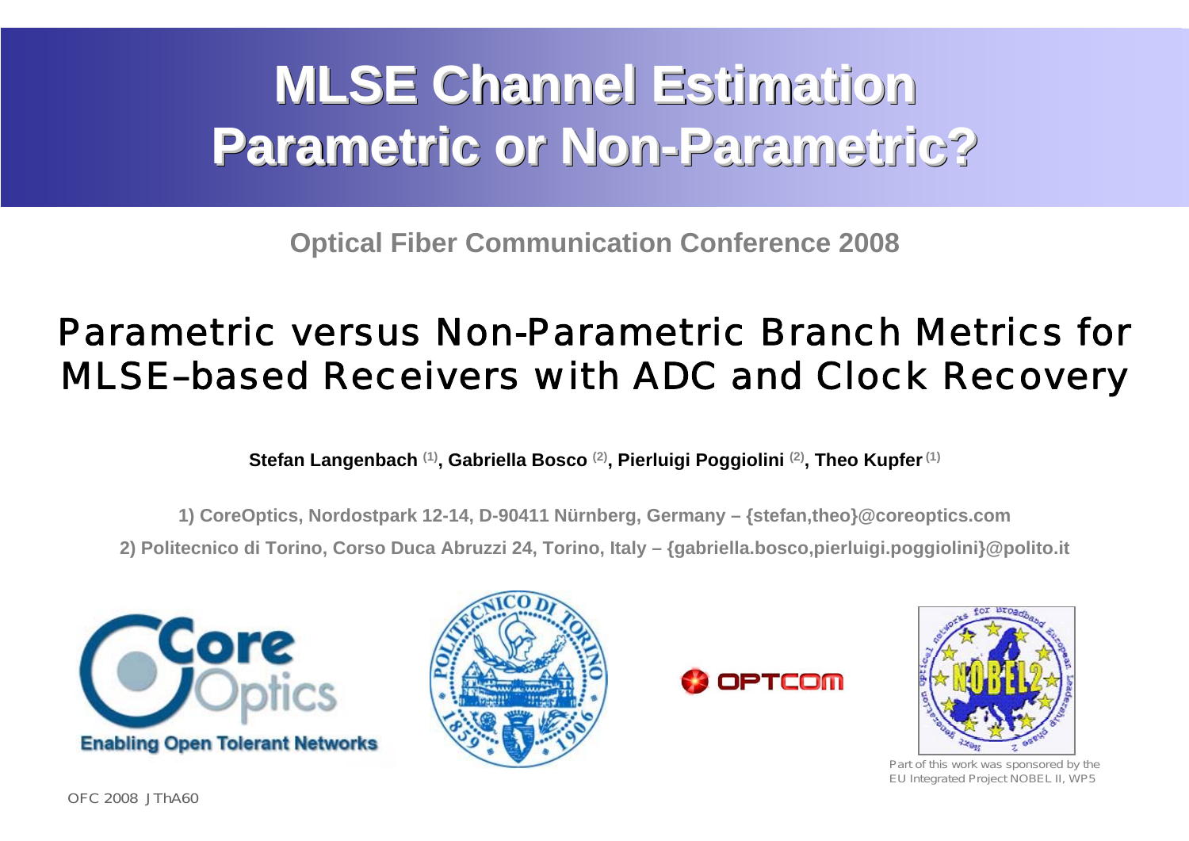# MLSE Channel Estimation Parametric or Non-Parametric?

**Optical Fiber Communication Conference 2008**

## Parametric versus Non-Parametric Branch Metrics for MLSE–based Receivers with ADC and Clock Recovery

**Stefan Langenbach [1], Gabriella Bosco [2], Pierluigi Poggiolini [2], Theo Kupfer [1]**

1) CoreOptics, Nordostpark 12-14, D-90411 Nürnberg, Germany – {stefan,theo}@coreoptics.com

2) Politecnico di Torino, Corso Duca Abruzzi 24, Torino, Italy – {gabriella.bosco,pierluigi.poggiolini}@polito.it

Enabling Open Tolerant Networks

Part of this work was sponsored by the EU Integrated Project NOBEL II, WP5

OFC 2008 JThA60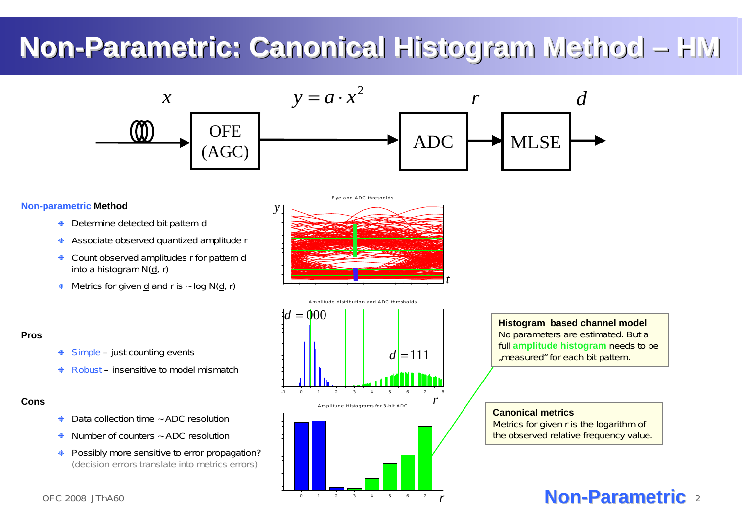# Non-Parametric: Canonical Histogram Method – HM

$x$ → OFE (AGC) → $y = a \cdot x^2$ → ADC → $r$ → MLSE → $d$

**Non-parametric Method**

- Determine detected bit pattern $\underline{d}$
- Associate observed quantized amplitude r
- Count observed amplitudes r for pattern $\underline{d}$ into a histogram N($\underline{d}$, r)
- Metrics for given $\underline{d}$ and r is ~log N($\underline{d}$, r)

**Pros**

- Simple – just counting events
- Robust – insensitive to model mismatch

**Cons**

- Data collection time ~ADC resolution
- Number of counters ~ADC resolution
- Possibly more sensitive to error propagation? (decision errors translate into metrics errors)

Eye and ADC thresholds

Amplitude distribution and ADC thresholds ($\underline{d} = 000$, $\underline{d} = 111$)

Amplitude Histograms for 3-bit ADC

**Histogram based channel model**
No parameters are estimated. But a full **amplitude histogram** needs to be „measured“ for each bit pattern.

**Canonical metrics**
Metrics for given r is the logarithm of the observed relative frequency value.

OFC 2008 JThA60

**Non-Parametric**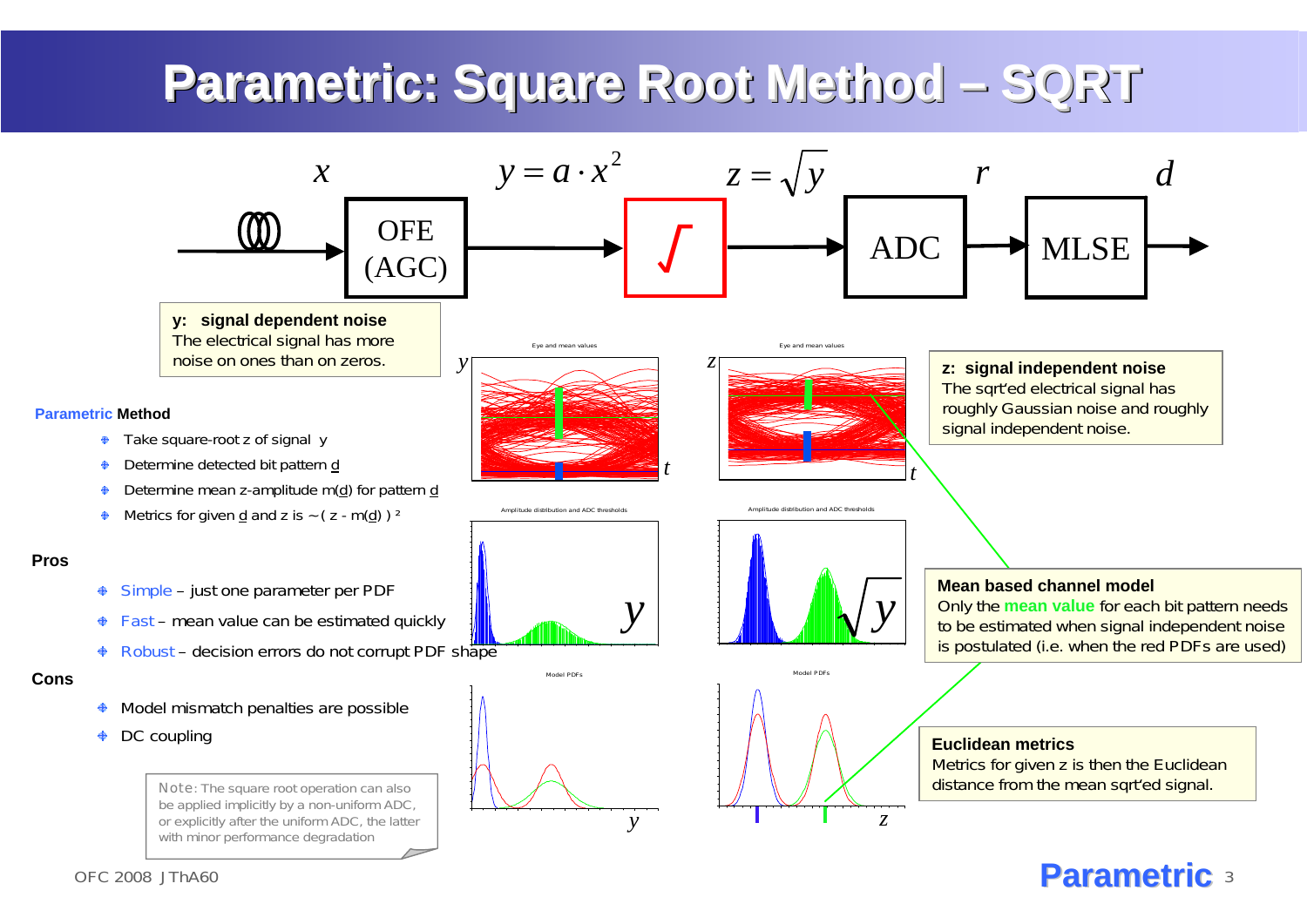# Parametric: Square Root Method – SQRT

$x$ → OFE (AGC) → $y = a \cdot x^2$ → √ → $z = \sqrt{y}$ → ADC → $r$ → MLSE → $d$

**y: signal dependent noise**
The electrical signal has more noise on ones than on zeros.

**z: signal independent noise**
The sqrt'ed electrical signal has roughly Gaussian noise and roughly signal independent noise.

**Parametric Method**

- Take square-root z of signal y
- Determine detected bit pattern d
- Determine mean z-amplitude m(d) for pattern d
- Metrics for given d and z is ~ ( z - m(d) ) ²

**Pros**

- Simple – just one parameter per PDF
- Fast – mean value can be estimated quickly
- Robust – decision errors do not corrupt PDF shape

**Cons**

- Model mismatch penalties are possible
- DC coupling

Note: The square root operation can also be applied implicitly by a non-uniform ADC, or explicitly after the uniform ADC, the latter with minor performance degradation

**Mean based channel model**
Only the **mean value** for each bit pattern needs to be estimated when signal independent noise is postulated (i.e. when the red PDFs are used)

**Euclidean metrics**
Metrics for given z is then the Euclidean distance from the mean sqrt'ed signal.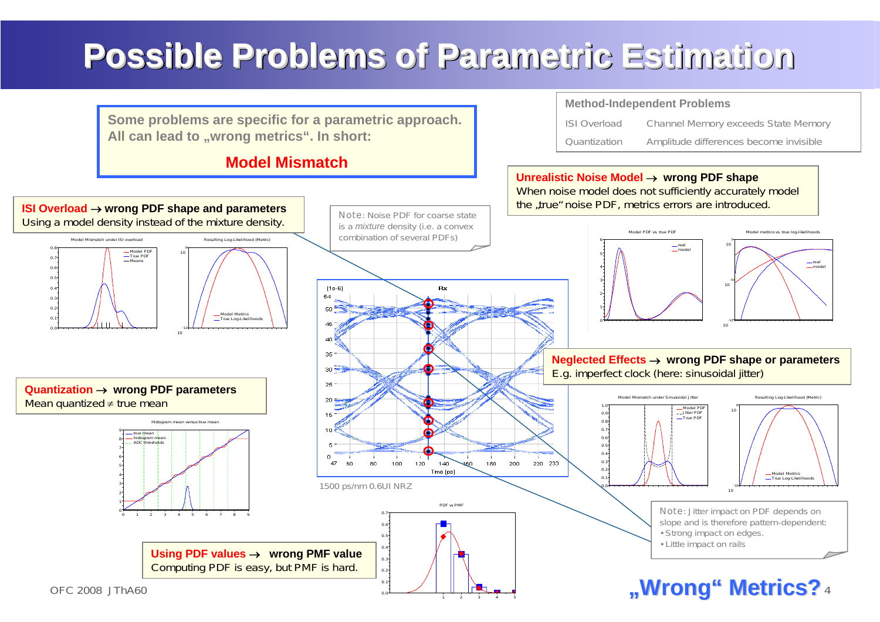# Possible Problems of Parametric Estimation

**Some problems are specific for a parametric approach. All can lead to „wrong metrics". In short:**

**Model Mismatch**

| Method-Independent Problems | |
|---|---|
| ISI Overload | Channel Memory exceeds State Memory |
| Quantization | Amplitude differences become invisible |

**ISI Overload → wrong PDF shape and parameters**
Using a model density instead of the mixture density.

Note: Noise PDF for coarse state is a *mixture* density (i.e. a convex combination of several PDFs)

**Unrealistic Noise Model → wrong PDF shape**
When noise model does not sufficiently accurately model the „true" noise PDF, metrics errors are introduced.

**Quantization → wrong PDF parameters**
Mean quantized ≠ true mean

**Neglected Effects → wrong PDF shape or parameters**
E.g. imperfect clock (here: sinusoidal jitter)

1500 ps/nm 0.6UI NRZ

Note: Jitter impact on PDF depends on slope and is therefore pattern-dependent:
- Strong impact on edges.
- Little impact on rails

**Using PDF values → wrong PMF value**
Computing PDF is easy, but PMF is hard.

**„Wrong" Metrics?**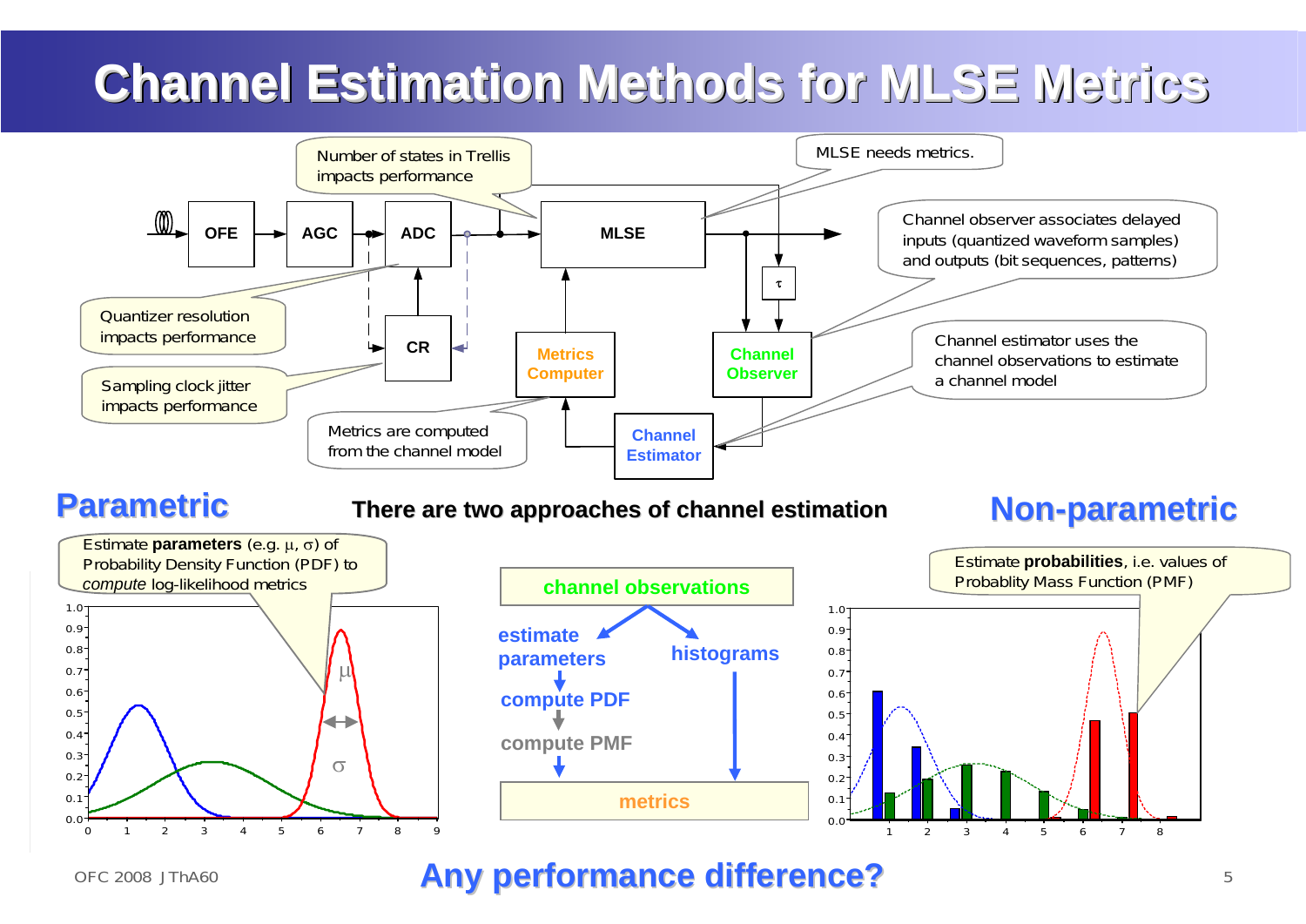# Channel Estimation Methods for MLSE Metrics

OFE → AGC → ADC → MLSE

CR

Metrics Computer

Channel Observer

Channel Estimator

$\tau$

Number of states in Trellis impacts performance

MLSE needs metrics.

Channel observer associates delayed inputs (quantized waveform samples) and outputs (bit sequences, patterns)

Quantizer resolution impacts performance

Sampling clock jitter impacts performance

Channel estimator uses the channel observations to estimate a channel model

Metrics are computed from the channel model

## Parametric

**There are two approaches of channel estimation**

## Non-parametric

Estimate **parameters** (e.g. $\mu$, $\sigma$) of Probability Density Function (PDF) to *compute* log-likelihood metrics

channel observations

estimate parameters → compute PDF → compute PMF → metrics

histograms → metrics

Estimate **probabilities**, i.e. values of Probablity Mass Function (PMF)

## Any performance difference?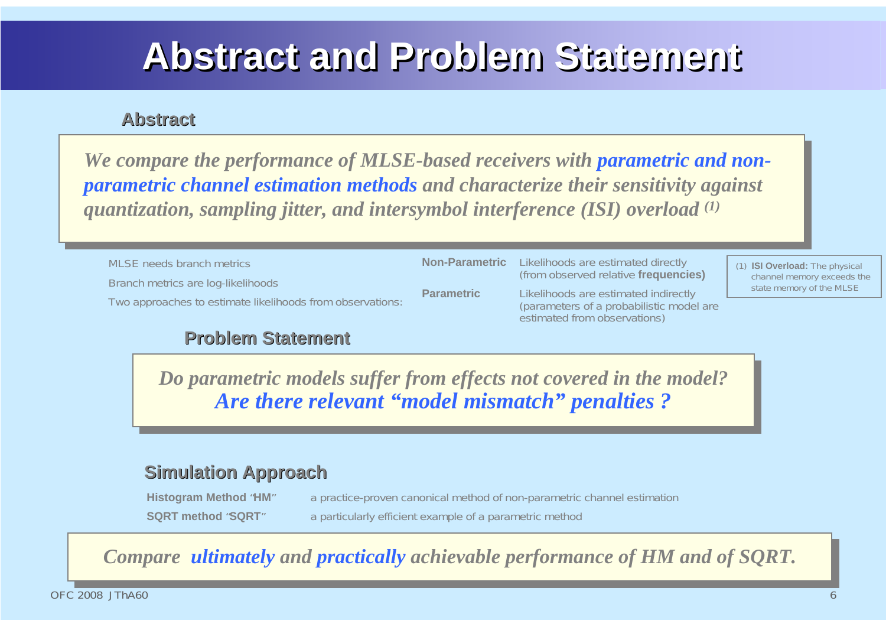# Abstract and Problem Statement

## Abstract

*We compare the performance of MLSE-based receivers with **parametric and non-parametric channel estimation methods** and characterize their sensitivity against quantization, sampling jitter, and intersymbol interference (ISI) overload [(1)]*

MLSE needs branch metrics

Branch metrics are log-likelihoods

Two approaches to estimate likelihoods from observations:

| | |
|---|---|
| **Non-Parametric** | Likelihoods are estimated directly (from observed relative **frequencies)** |
| **Parametric** | Likelihoods are estimated indirectly (parameters of a probabilistic model are estimated from observations) |

(1) **ISI Overload:** The physical channel memory exceeds the state memory of the MLSE

## Problem Statement

*Do parametric models suffer from effects not covered in the model?*
***Are there relevant "model mismatch" penalties ?***

## Simulation Approach

| | |
|---|---|
| **Histogram Method "HM"** | a practice-proven canonical method of non-parametric channel estimation |
| **SQRT method "SQRT"** | a particularly efficient example of a parametric method |

*Compare **ultimately** and **practically** achievable performance of HM and of SQRT.*

OFC 2008 JThA60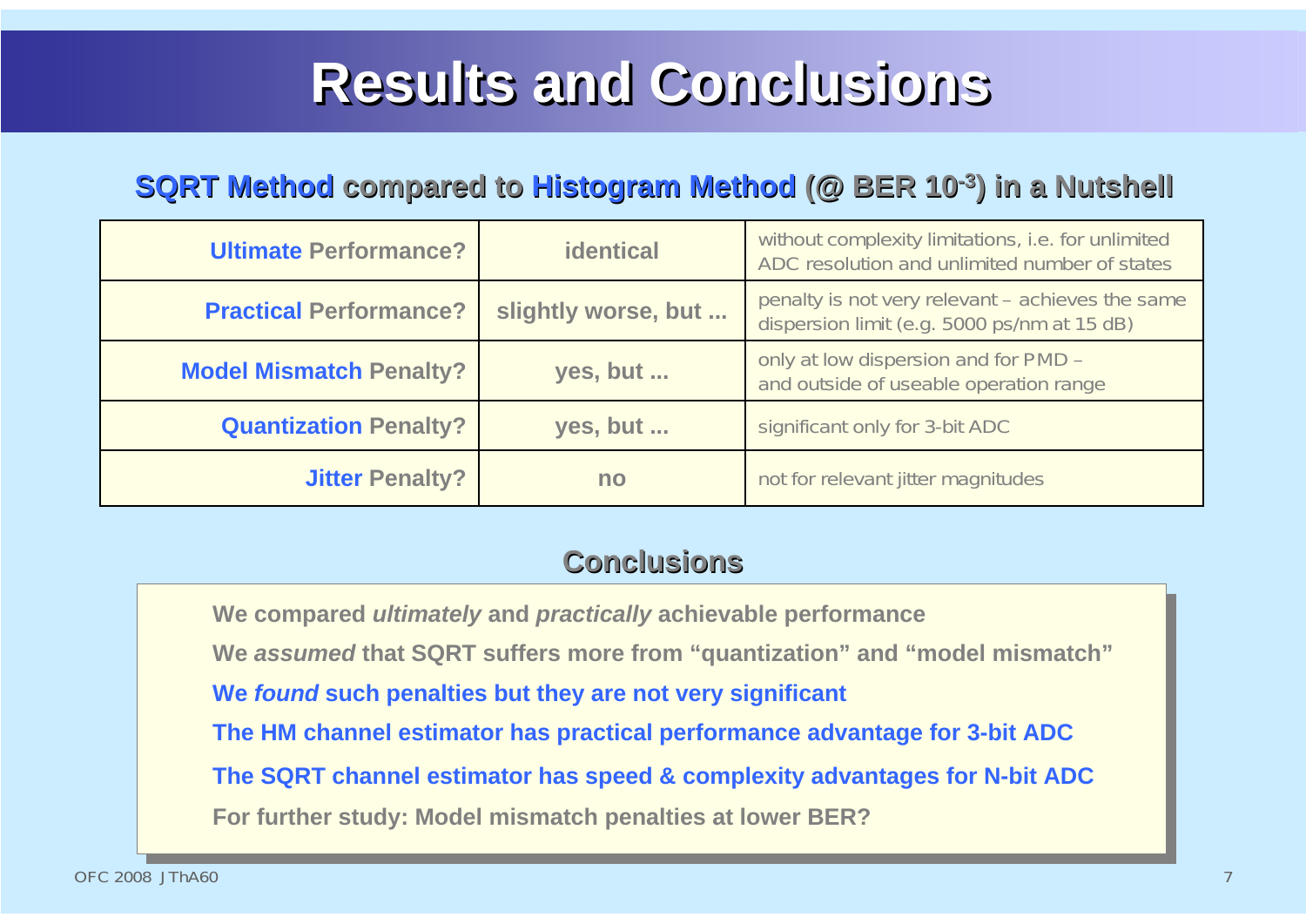# Results and Conclusions

## SQRT Method compared to Histogram Method (@ BER $10^{-3}$) in a Nutshell

| | | |
|---|---|---|
| **Ultimate Performance?** | **identical** | without complexity limitations, i.e. for unlimited ADC resolution and unlimited number of states |
| **Practical Performance?** | **slightly worse, but ...** | penalty is not very relevant – achieves the same dispersion limit (e.g. 5000 ps/nm at 15 dB) |
| **Model Mismatch Penalty?** | **yes, but ...** | only at low dispersion and for PMD – and outside of useable operation range |
| **Quantization Penalty?** | **yes, but ...** | significant only for 3-bit ADC |
| **Jitter Penalty?** | **no** | not for relevant jitter magnitudes |

## Conclusions

**We compared *ultimately* and *practically* achievable performance**

**We *assumed* that SQRT suffers more from “quantization” and “model mismatch”**

**We *found* such penalties but they are not very significant**

**The HM channel estimator has practical performance advantage for 3-bit ADC**

**The SQRT channel estimator has speed & complexity advantages for N-bit ADC**

**For further study: Model mismatch penalties at lower BER?**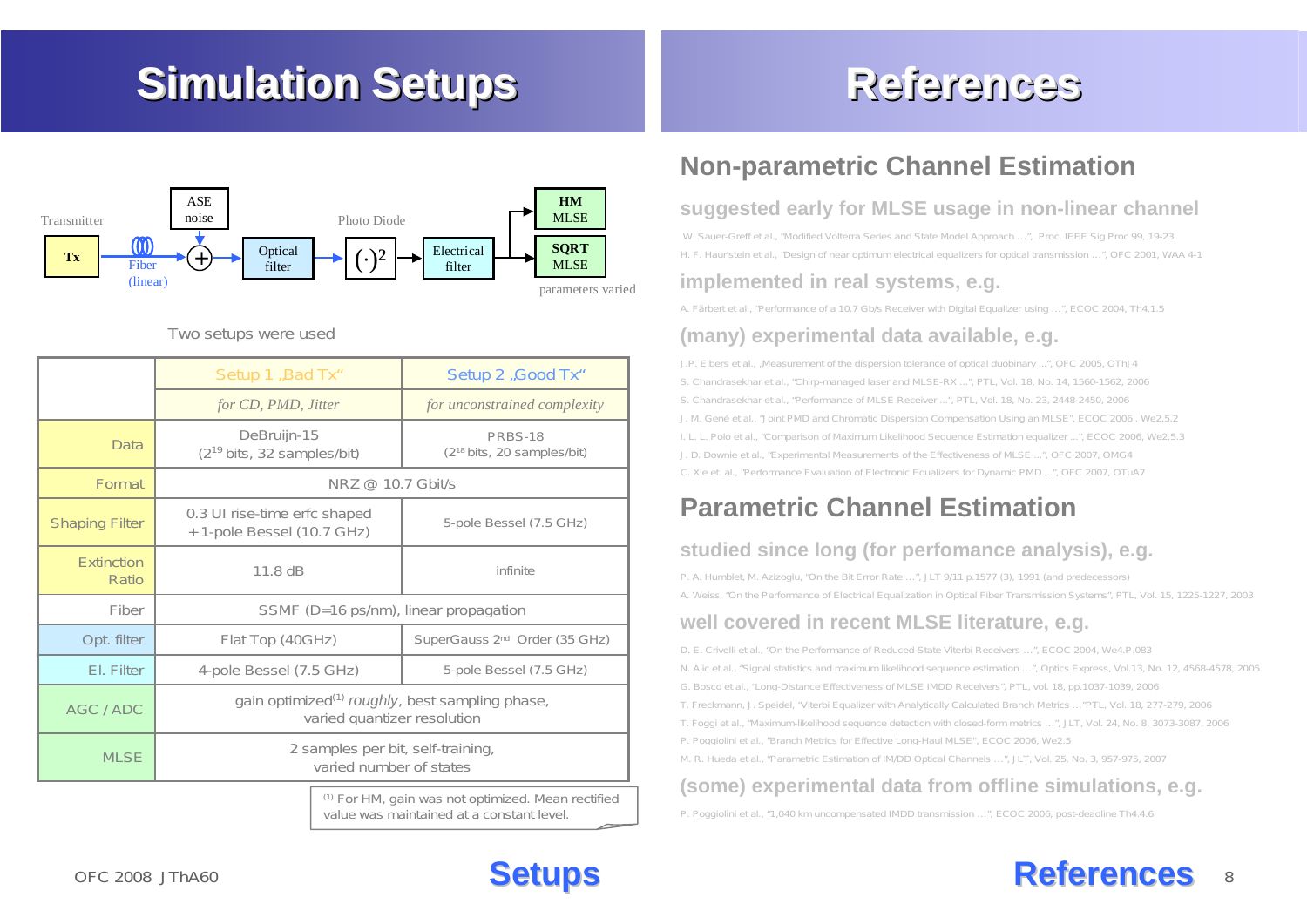# Simulation Setups

Transmitter — Tx → Fiber (linear) → ⊕ (ASE noise) → Optical filter → $(\cdot)^2$ (Photo Diode) → Electrical filter → HM MLSE / SQRT MLSE (parameters varied)

Two setups were used

| | Setup 1 „Bad Tx“ | Setup 2 „Good Tx“ |
|---|---|---|
| | *for CD, PMD, Jitter* | *for unconstrained complexity* |
| Data | DeBruijn-15 ($2^{19}$ bits, 32 samples/bit) | PRBS-18 ($2^{18}$ bits, 20 samples/bit) |
| Format | NRZ @ 10.7 Gbit/s | |
| Shaping Filter | 0.3 UI rise-time erfc shaped + 1-pole Bessel (10.7 GHz) | 5-pole Bessel (7.5 GHz) |
| Extinction Ratio | 11.8 dB | infinite |
| Fiber | SSMF (D=16 ps/nm), linear propagation | |
| Opt. filter | Flat Top (40GHz) | SuperGauss 2nd Order (35 GHz) |
| El. Filter | 4-pole Bessel (7.5 GHz) | 5-pole Bessel (7.5 GHz) |
| AGC / ADC | gain optimized(1) *roughly*, best sampling phase, varied quantizer resolution | |
| MLSE | 2 samples per bit, self-training, varied number of states | |

(1) For HM, gain was not optimized. Mean rectified value was maintained at a constant level.

# References

## Non-parametric Channel Estimation

### suggested early for MLSE usage in non-linear channel

W. Sauer-Greff et al., "Modified Volterra Series and State Model Approach …", Proc. IEEE Sig Proc 99, 19-23

H. F. Haunstein et al., "Design of near optimum electrical equalizers for optical transmission …", OFC 2001, WAA 4-1

### implemented in real systems, e.g.

A. Färbert et al., "Performance of a 10.7 Gb/s Receiver with Digital Equalizer using …", ECOC 2004, Th4.1.5

### (many) experimental data available, e.g.

J.P. Elbers et al., „Measurement of the dispersion tolerance of optical duobinary …", OFC 2005, OThJ4

S. Chandrasekhar et al., "Chirp-managed laser and MLSE-RX …", PTL, Vol. 18, No. 14, 1560-1562, 2006

S. Chandrasekhar et al., "Performance of MLSE Receiver …", PTL, Vol. 18, No. 23, 2448-2450, 2006

J. M. Gené et al., "Joint PMD and Chromatic Dispersion Compensation Using an MLSE", ECOC 2006, We2.5.2

I. L. L. Polo et al., "Comparison of Maximum Likelihood Sequence Estimation equalizer …", ECOC 2006, We2.5.3

J. D. Downie et al., "Experimental Measurements of the Effectiveness of MLSE …", OFC 2007, OMG4

C. Xie et. al., "Performance Evaluation of Electronic Equalizers for Dynamic PMD …", OFC 2007, OTuA7

## Parametric Channel Estimation

### studied since long (for perfomance analysis), e.g.

P. A. Humblet, M. Azizoglu, "On the Bit Error Rate …", JLT 9/11 p.1577 (3), 1991 (and predecessors)

A. Weiss, "On the Performance of Electrical Equalization in Optical Fiber Transmission Systems", PTL, Vol. 15, 1225-1227, 2003

### well covered in recent MLSE literature, e.g.

D. E. Crivelli et al., "On the Performance of Reduced-State Viterbi Receivers …", ECOC 2004, We4.P.083

N. Alic et al., "Signal statistics and maximum likelihood sequence estimation …", Optics Express, Vol.13, No. 12, 4568-4578, 2005

G. Bosco et al., "Long-Distance Effectiveness of MLSE IMDD Receivers", PTL, vol. 18, pp.1037-1039, 2006

T. Freckmann, J. Speidel, "Viterbi Equalizer with Analytically Calculated Branch Metrics …", PTL, Vol. 18, 277-279, 2006

T. Foggi et al., "Maximum-likelihood sequence detection with closed-form metrics …", JLT, Vol. 24, No. 8, 3073-3087, 2006

P. Poggiolini et al., "Branch Metrics for Effective Long-Haul MLSE", ECOC 2006, We2.5

M. R. Hueda et al., "Parametric Estimation of IM/DD Optical Channels …", JLT, Vol. 25, No. 3, 957-975, 2007

### (some) experimental data from offline simulations, e.g.

P. Poggiolini et al., "1,040 km uncompensated IMDD transmission …", ECOC 2006, post-deadline Th4.4.6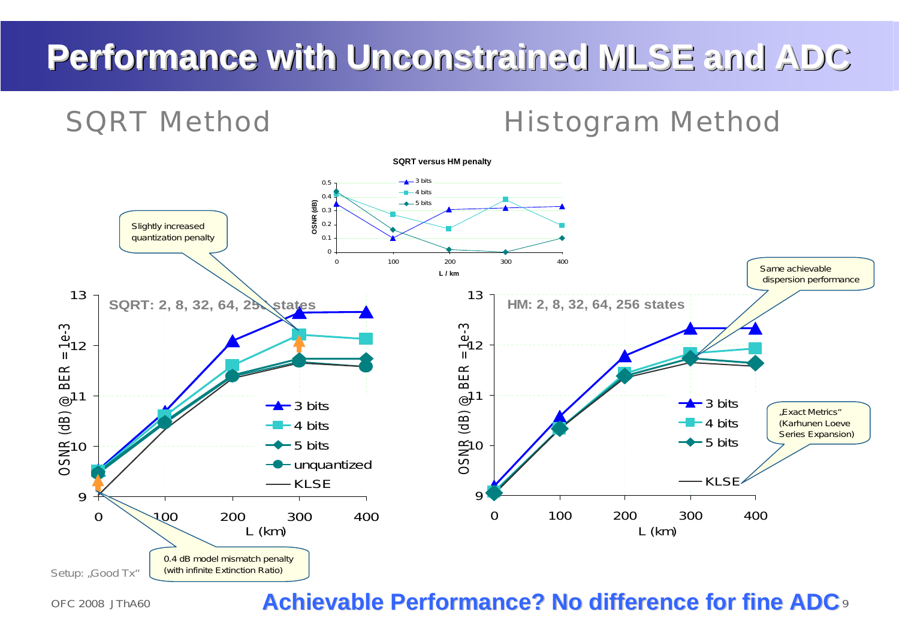# Performance with Unconstrained MLSE and ADC

## SQRT Method

## Histogram Method

**SQRT versus HM penalty**

Slightly increased quantization penalty

Same achievable dispersion performance

SQRT: 2, 8, 32, 64, 256 states

HM: 2, 8, 32, 64, 256 states

„Exact Metrics" (Karhunen Loeve Series Expansion)

0.4 dB model mismatch penalty (with infinite Extinction Ratio)

Setup: „Good Tx"

**Achievable Performance? No difference for fine ADC**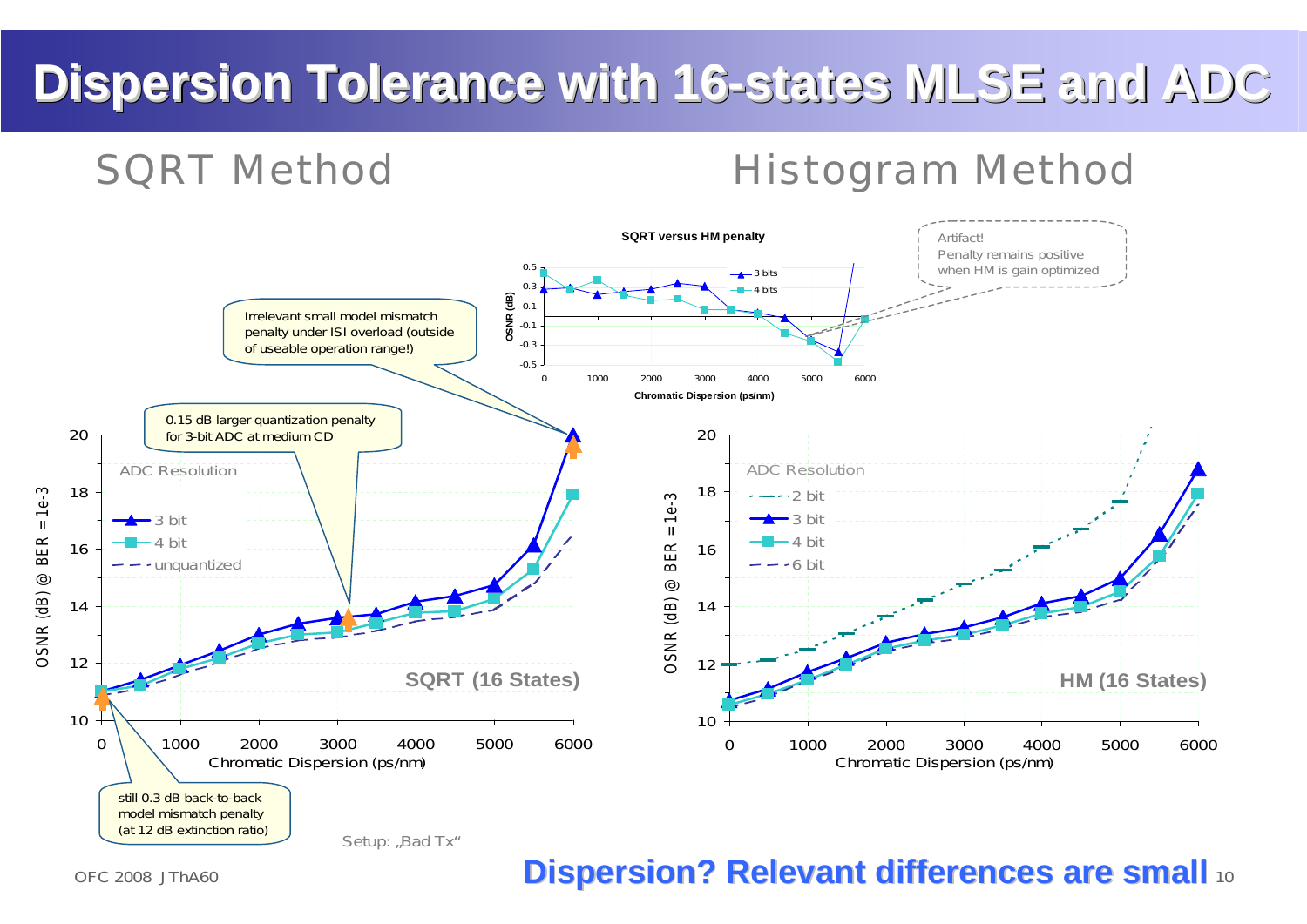# Dispersion Tolerance with 16-states MLSE and ADC

## SQRT Method

## Histogram Method

**SQRT versus HM penalty**

Artifact! Penalty remains positive when HM is gain optimized

Irrelevant small model mismatch penalty under ISI overload (outside of useable operation range!)

0.15 dB larger quantization penalty for 3-bit ADC at medium CD

still 0.3 dB back-to-back model mismatch penalty (at 12 dB extinction ratio)

Setup: „Bad Tx“

OFC 2008 JThA60

**Dispersion? Relevant differences are small**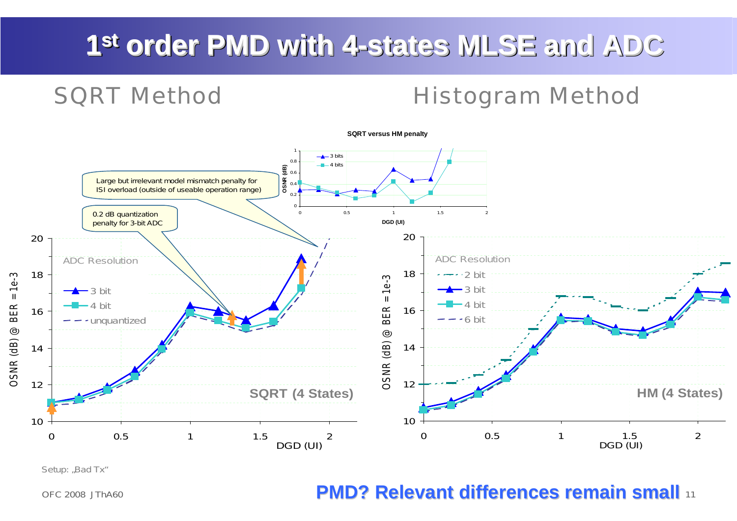# 1st order PMD with 4-states MLSE and ADC

## SQRT Method

## Histogram Method

SQRT versus HM penalty

Large but irrelevant model mismatch penalty for ISI overload (outside of useable operation range)

0.2 dB quantization penalty for 3-bit ADC

Setup: „Bad Tx“

OFC 2008 JThA60

**PMD? Relevant differences remain small**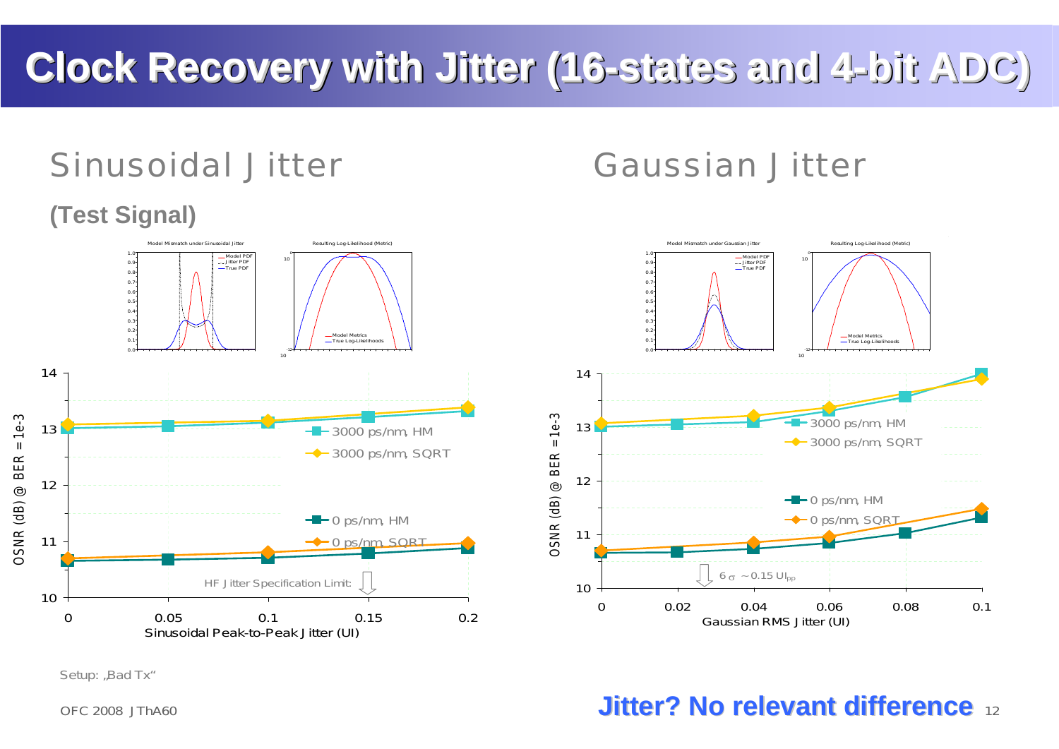# Clock Recovery with Jitter (16-states and 4-bit ADC)

## Sinusoidal Jitter

**(Test Signal)**

Model Mismatch under Sinusoidal Jitter

Model PDF
Jitter PDF
True PDF

Resulting Log-Likelihood (Metric)

Model Metrics
True Log-Likelihoods

OSNR (dB) @ BER = 1e-3

3000 ps/nm, HM
3000 ps/nm, SQRT
0 ps/nm, HM
0 ps/nm, SQRT

HF Jitter Specification Limit:

14
13
12
11
10

0
0.05
0.1
0.15
0.2

Sinusoidal Peak-to-Peak Jitter (UI)

## Gaussian Jitter

Model Mismatch under Gaussian Jitter

Model PDF
Jitter PDF
True PDF

Resulting Log-Likelihood (Metric)

Model Metrics
True Log-Likelihoods

OSNR (dB) @ BER = 1e-3

3000 ps/nm, HM
3000 ps/nm, SQRT
0 ps/nm, HM
0 ps/nm, SQRT

$6\,\sigma$ ~0.15 $UI_{pp}$

14
13
12
11
10

0
0.02
0.04
0.06
0.08
0.1

Gaussian RMS Jitter (UI)

Setup: „Bad Tx“

**Jitter? No relevant difference**